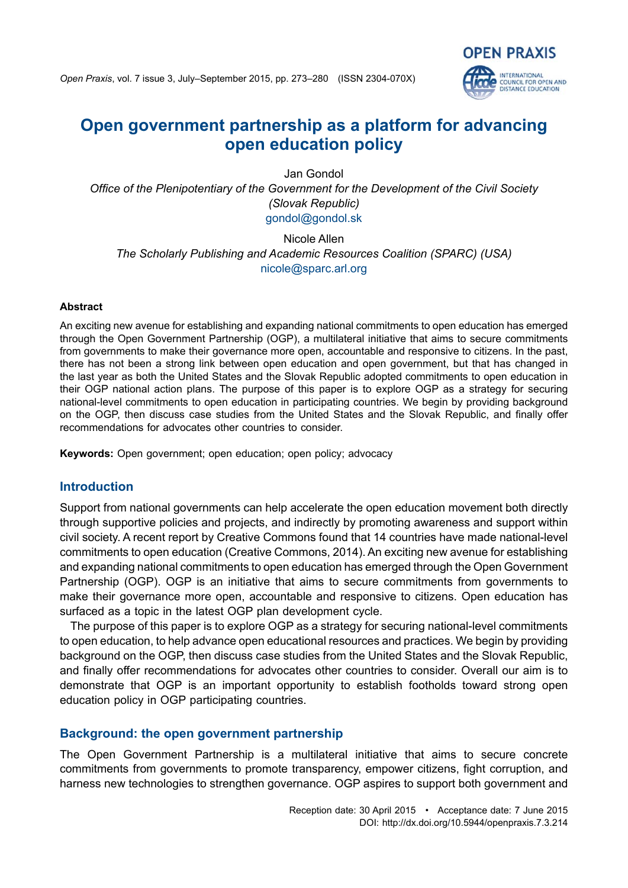# Open government partnership as a platform for advancing open education policy

Jan Gondol
*Office of the Plenipotentiary of the Government for the Development of the Civil Society (Slovak Republic)*
gondol@gondol.sk

Nicole Allen
*The Scholarly Publishing and Academic Resources Coalition (SPARC) (USA)*
nicole@sparc.arl.org

**Abstract**

An exciting new avenue for establishing and expanding national commitments to open education has emerged through the Open Government Partnership (OGP), a multilateral initiative that aims to secure commitments from governments to make their governance more open, accountable and responsive to citizens. In the past, there has not been a strong link between open education and open government, but that has changed in the last year as both the United States and the Slovak Republic adopted commitments to open education in their OGP national action plans. The purpose of this paper is to explore OGP as a strategy for securing national-level commitments to open education in participating countries. We begin by providing background on the OGP, then discuss case studies from the United States and the Slovak Republic, and finally offer recommendations for advocates other countries to consider.

**Keywords:** Open government; open education; open policy; advocacy

## Introduction

Support from national governments can help accelerate the open education movement both directly through supportive policies and projects, and indirectly by promoting awareness and support within civil society. A recent report by Creative Commons found that 14 countries have made national-level commitments to open education (Creative Commons, 2014). An exciting new avenue for establishing and expanding national commitments to open education has emerged through the Open Government Partnership (OGP). OGP is an initiative that aims to secure commitments from governments to make their governance more open, accountable and responsive to citizens. Open education has surfaced as a topic in the latest OGP plan development cycle.

The purpose of this paper is to explore OGP as a strategy for securing national-level commitments to open education, to help advance open educational resources and practices. We begin by providing background on the OGP, then discuss case studies from the United States and the Slovak Republic, and finally offer recommendations for advocates other countries to consider. Overall our aim is to demonstrate that OGP is an important opportunity to establish footholds toward strong open education policy in OGP participating countries.

## Background: the open government partnership

The Open Government Partnership is a multilateral initiative that aims to secure concrete commitments from governments to promote transparency, empower citizens, fight corruption, and harness new technologies to strengthen governance. OGP aspires to support both government and

Reception date: 30 April 2015 • Acceptance date: 7 June 2015
DOI: http://dx.doi.org/10.5944/openpraxis.7.3.214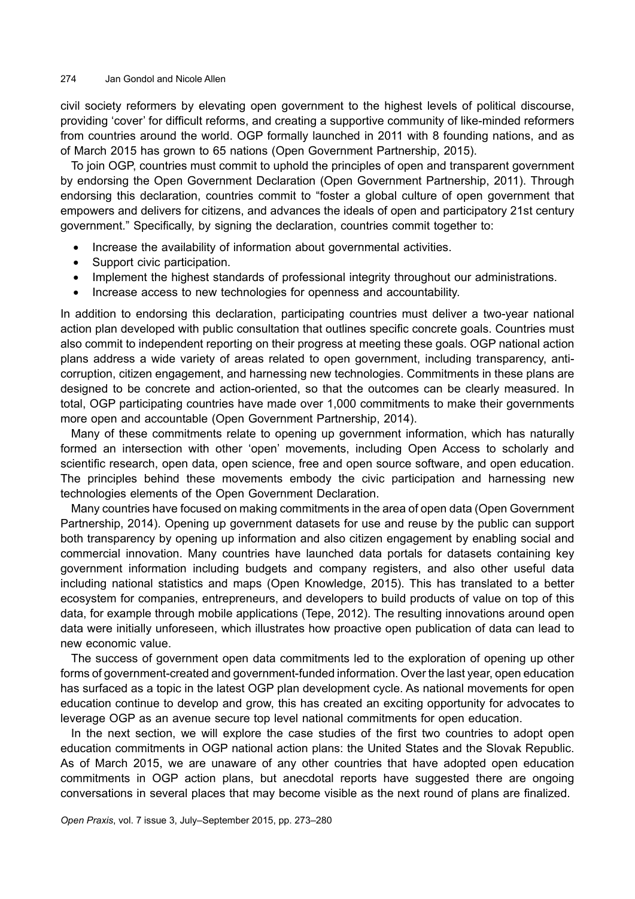civil society reformers by elevating open government to the highest levels of political discourse, providing 'cover' for difficult reforms, and creating a supportive community of like-minded reformers from countries around the world. OGP formally launched in 2011 with 8 founding nations, and as of March 2015 has grown to 65 nations (Open Government Partnership, 2015).

To join OGP, countries must commit to uphold the principles of open and transparent government by endorsing the Open Government Declaration (Open Government Partnership, 2011). Through endorsing this declaration, countries commit to "foster a global culture of open government that empowers and delivers for citizens, and advances the ideals of open and participatory 21st century government." Specifically, by signing the declaration, countries commit together to:

- Increase the availability of information about governmental activities.
- Support civic participation.
- Implement the highest standards of professional integrity throughout our administrations.
- Increase access to new technologies for openness and accountability.

In addition to endorsing this declaration, participating countries must deliver a two-year national action plan developed with public consultation that outlines specific concrete goals. Countries must also commit to independent reporting on their progress at meeting these goals. OGP national action plans address a wide variety of areas related to open government, including transparency, anti-corruption, citizen engagement, and harnessing new technologies. Commitments in these plans are designed to be concrete and action-oriented, so that the outcomes can be clearly measured. In total, OGP participating countries have made over 1,000 commitments to make their governments more open and accountable (Open Government Partnership, 2014).

Many of these commitments relate to opening up government information, which has naturally formed an intersection with other 'open' movements, including Open Access to scholarly and scientific research, open data, open science, free and open source software, and open education. The principles behind these movements embody the civic participation and harnessing new technologies elements of the Open Government Declaration.

Many countries have focused on making commitments in the area of open data (Open Government Partnership, 2014). Opening up government datasets for use and reuse by the public can support both transparency by opening up information and also citizen engagement by enabling social and commercial innovation. Many countries have launched data portals for datasets containing key government information including budgets and company registers, and also other useful data including national statistics and maps (Open Knowledge, 2015). This has translated to a better ecosystem for companies, entrepreneurs, and developers to build products of value on top of this data, for example through mobile applications (Tepe, 2012). The resulting innovations around open data were initially unforeseen, which illustrates how proactive open publication of data can lead to new economic value.

The success of government open data commitments led to the exploration of opening up other forms of government-created and government-funded information. Over the last year, open education has surfaced as a topic in the latest OGP plan development cycle. As national movements for open education continue to develop and grow, this has created an exciting opportunity for advocates to leverage OGP as an avenue secure top level national commitments for open education.

In the next section, we will explore the case studies of the first two countries to adopt open education commitments in OGP national action plans: the United States and the Slovak Republic. As of March 2015, we are unaware of any other countries that have adopted open education commitments in OGP action plans, but anecdotal reports have suggested there are ongoing conversations in several places that may become visible as the next round of plans are finalized.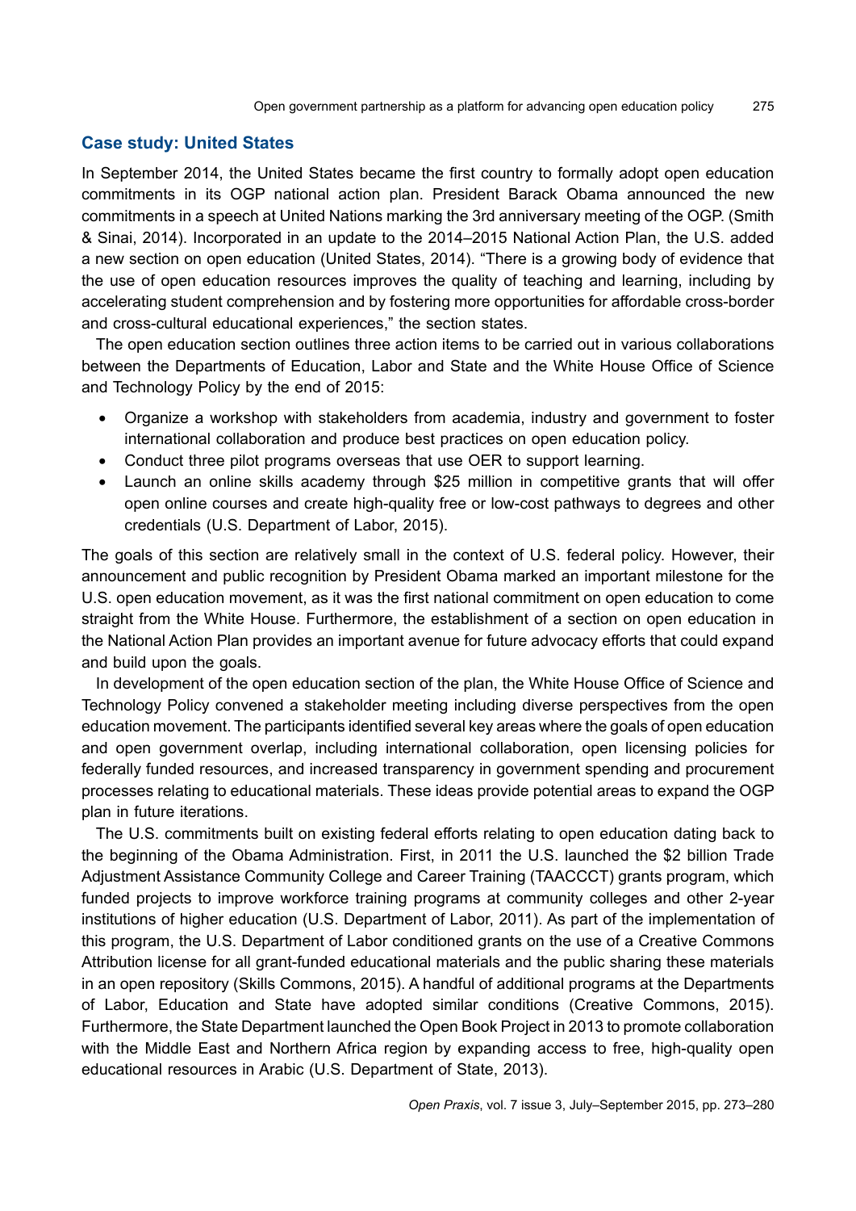## Case study: United States

In September 2014, the United States became the first country to formally adopt open education commitments in its OGP national action plan. President Barack Obama announced the new commitments in a speech at United Nations marking the 3rd anniversary meeting of the OGP. (Smith & Sinai, 2014). Incorporated in an update to the 2014–2015 National Action Plan, the U.S. added a new section on open education (United States, 2014). "There is a growing body of evidence that the use of open education resources improves the quality of teaching and learning, including by accelerating student comprehension and by fostering more opportunities for affordable cross-border and cross-cultural educational experiences," the section states.

The open education section outlines three action items to be carried out in various collaborations between the Departments of Education, Labor and State and the White House Office of Science and Technology Policy by the end of 2015:

- Organize a workshop with stakeholders from academia, industry and government to foster international collaboration and produce best practices on open education policy.
- Conduct three pilot programs overseas that use OER to support learning.
- Launch an online skills academy through $25 million in competitive grants that will offer open online courses and create high-quality free or low-cost pathways to degrees and other credentials (U.S. Department of Labor, 2015).

The goals of this section are relatively small in the context of U.S. federal policy. However, their announcement and public recognition by President Obama marked an important milestone for the U.S. open education movement, as it was the first national commitment on open education to come straight from the White House. Furthermore, the establishment of a section on open education in the National Action Plan provides an important avenue for future advocacy efforts that could expand and build upon the goals.

In development of the open education section of the plan, the White House Office of Science and Technology Policy convened a stakeholder meeting including diverse perspectives from the open education movement. The participants identified several key areas where the goals of open education and open government overlap, including international collaboration, open licensing policies for federally funded resources, and increased transparency in government spending and procurement processes relating to educational materials. These ideas provide potential areas to expand the OGP plan in future iterations.

The U.S. commitments built on existing federal efforts relating to open education dating back to the beginning of the Obama Administration. First, in 2011 the U.S. launched the $2 billion Trade Adjustment Assistance Community College and Career Training (TAACCCT) grants program, which funded projects to improve workforce training programs at community colleges and other 2-year institutions of higher education (U.S. Department of Labor, 2011). As part of the implementation of this program, the U.S. Department of Labor conditioned grants on the use of a Creative Commons Attribution license for all grant-funded educational materials and the public sharing these materials in an open repository (Skills Commons, 2015). A handful of additional programs at the Departments of Labor, Education and State have adopted similar conditions (Creative Commons, 2015). Furthermore, the State Department launched the Open Book Project in 2013 to promote collaboration with the Middle East and Northern Africa region by expanding access to free, high-quality open educational resources in Arabic (U.S. Department of State, 2013).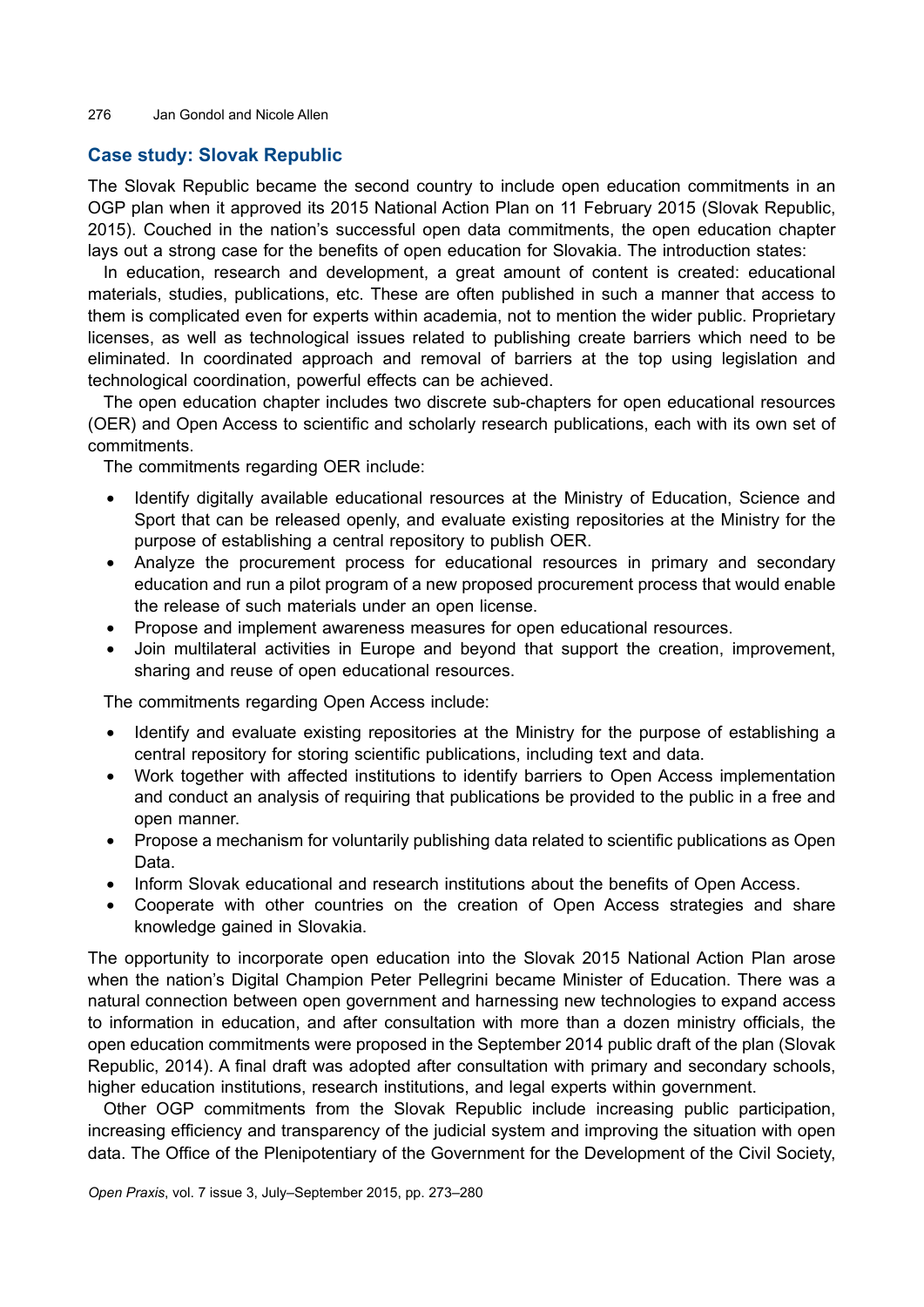## Case study: Slovak Republic

The Slovak Republic became the second country to include open education commitments in an OGP plan when it approved its 2015 National Action Plan on 11 February 2015 (Slovak Republic, 2015). Couched in the nation's successful open data commitments, the open education chapter lays out a strong case for the benefits of open education for Slovakia. The introduction states:

In education, research and development, a great amount of content is created: educational materials, studies, publications, etc. These are often published in such a manner that access to them is complicated even for experts within academia, not to mention the wider public. Proprietary licenses, as well as technological issues related to publishing create barriers which need to be eliminated. In coordinated approach and removal of barriers at the top using legislation and technological coordination, powerful effects can be achieved.

The open education chapter includes two discrete sub-chapters for open educational resources (OER) and Open Access to scientific and scholarly research publications, each with its own set of commitments.

The commitments regarding OER include:

- Identify digitally available educational resources at the Ministry of Education, Science and Sport that can be released openly, and evaluate existing repositories at the Ministry for the purpose of establishing a central repository to publish OER.
- Analyze the procurement process for educational resources in primary and secondary education and run a pilot program of a new proposed procurement process that would enable the release of such materials under an open license.
- Propose and implement awareness measures for open educational resources.
- Join multilateral activities in Europe and beyond that support the creation, improvement, sharing and reuse of open educational resources.

The commitments regarding Open Access include:

- Identify and evaluate existing repositories at the Ministry for the purpose of establishing a central repository for storing scientific publications, including text and data.
- Work together with affected institutions to identify barriers to Open Access implementation and conduct an analysis of requiring that publications be provided to the public in a free and open manner.
- Propose a mechanism for voluntarily publishing data related to scientific publications as Open Data.
- Inform Slovak educational and research institutions about the benefits of Open Access.
- Cooperate with other countries on the creation of Open Access strategies and share knowledge gained in Slovakia.

The opportunity to incorporate open education into the Slovak 2015 National Action Plan arose when the nation's Digital Champion Peter Pellegrini became Minister of Education. There was a natural connection between open government and harnessing new technologies to expand access to information in education, and after consultation with more than a dozen ministry officials, the open education commitments were proposed in the September 2014 public draft of the plan (Slovak Republic, 2014). A final draft was adopted after consultation with primary and secondary schools, higher education institutions, research institutions, and legal experts within government.

Other OGP commitments from the Slovak Republic include increasing public participation, increasing efficiency and transparency of the judicial system and improving the situation with open data. The Office of the Plenipotentiary of the Government for the Development of the Civil Society,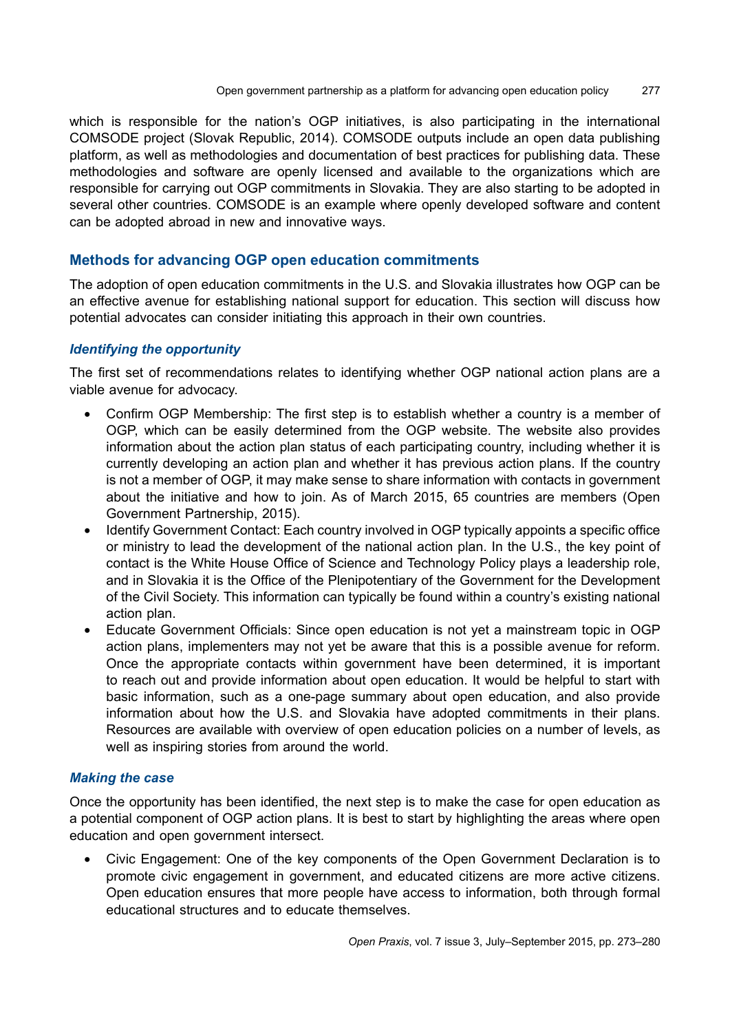which is responsible for the nation's OGP initiatives, is also participating in the international COMSODE project (Slovak Republic, 2014). COMSODE outputs include an open data publishing platform, as well as methodologies and documentation of best practices for publishing data. These methodologies and software are openly licensed and available to the organizations which are responsible for carrying out OGP commitments in Slovakia. They are also starting to be adopted in several other countries. COMSODE is an example where openly developed software and content can be adopted abroad in new and innovative ways.

## Methods for advancing OGP open education commitments

The adoption of open education commitments in the U.S. and Slovakia illustrates how OGP can be an effective avenue for establishing national support for education. This section will discuss how potential advocates can consider initiating this approach in their own countries.

### *Identifying the opportunity*

The first set of recommendations relates to identifying whether OGP national action plans are a viable avenue for advocacy.

- Confirm OGP Membership: The first step is to establish whether a country is a member of OGP, which can be easily determined from the OGP website. The website also provides information about the action plan status of each participating country, including whether it is currently developing an action plan and whether it has previous action plans. If the country is not a member of OGP, it may make sense to share information with contacts in government about the initiative and how to join. As of March 2015, 65 countries are members (Open Government Partnership, 2015).
- Identify Government Contact: Each country involved in OGP typically appoints a specific office or ministry to lead the development of the national action plan. In the U.S., the key point of contact is the White House Office of Science and Technology Policy plays a leadership role, and in Slovakia it is the Office of the Plenipotentiary of the Government for the Development of the Civil Society. This information can typically be found within a country's existing national action plan.
- Educate Government Officials: Since open education is not yet a mainstream topic in OGP action plans, implementers may not yet be aware that this is a possible avenue for reform. Once the appropriate contacts within government have been determined, it is important to reach out and provide information about open education. It would be helpful to start with basic information, such as a one-page summary about open education, and also provide information about how the U.S. and Slovakia have adopted commitments in their plans. Resources are available with overview of open education policies on a number of levels, as well as inspiring stories from around the world.

### *Making the case*

Once the opportunity has been identified, the next step is to make the case for open education as a potential component of OGP action plans. It is best to start by highlighting the areas where open education and open government intersect.

- Civic Engagement: One of the key components of the Open Government Declaration is to promote civic engagement in government, and educated citizens are more active citizens. Open education ensures that more people have access to information, both through formal educational structures and to educate themselves.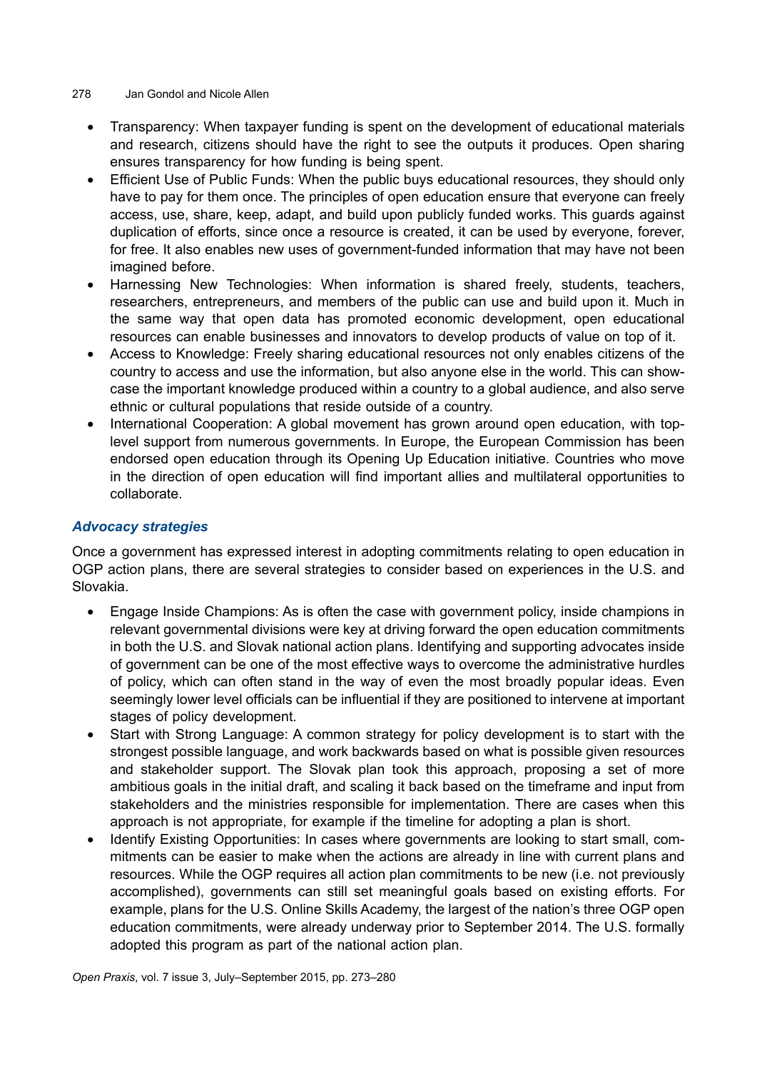- Transparency: When taxpayer funding is spent on the development of educational materials and research, citizens should have the right to see the outputs it produces. Open sharing ensures transparency for how funding is being spent.
- Efficient Use of Public Funds: When the public buys educational resources, they should only have to pay for them once. The principles of open education ensure that everyone can freely access, use, share, keep, adapt, and build upon publicly funded works. This guards against duplication of efforts, since once a resource is created, it can be used by everyone, forever, for free. It also enables new uses of government-funded information that may have not been imagined before.
- Harnessing New Technologies: When information is shared freely, students, teachers, researchers, entrepreneurs, and members of the public can use and build upon it. Much in the same way that open data has promoted economic development, open educational resources can enable businesses and innovators to develop products of value on top of it.
- Access to Knowledge: Freely sharing educational resources not only enables citizens of the country to access and use the information, but also anyone else in the world. This can showcase the important knowledge produced within a country to a global audience, and also serve ethnic or cultural populations that reside outside of a country.
- International Cooperation: A global movement has grown around open education, with top-level support from numerous governments. In Europe, the European Commission has been endorsed open education through its Opening Up Education initiative. Countries who move in the direction of open education will find important allies and multilateral opportunities to collaborate.

### *Advocacy strategies*

Once a government has expressed interest in adopting commitments relating to open education in OGP action plans, there are several strategies to consider based on experiences in the U.S. and Slovakia.

- Engage Inside Champions: As is often the case with government policy, inside champions in relevant governmental divisions were key at driving forward the open education commitments in both the U.S. and Slovak national action plans. Identifying and supporting advocates inside of government can be one of the most effective ways to overcome the administrative hurdles of policy, which can often stand in the way of even the most broadly popular ideas. Even seemingly lower level officials can be influential if they are positioned to intervene at important stages of policy development.
- Start with Strong Language: A common strategy for policy development is to start with the strongest possible language, and work backwards based on what is possible given resources and stakeholder support. The Slovak plan took this approach, proposing a set of more ambitious goals in the initial draft, and scaling it back based on the timeframe and input from stakeholders and the ministries responsible for implementation. There are cases when this approach is not appropriate, for example if the timeline for adopting a plan is short.
- Identify Existing Opportunities: In cases where governments are looking to start small, commitments can be easier to make when the actions are already in line with current plans and resources. While the OGP requires all action plan commitments to be new (i.e. not previously accomplished), governments can still set meaningful goals based on existing efforts. For example, plans for the U.S. Online Skills Academy, the largest of the nation's three OGP open education commitments, were already underway prior to September 2014. The U.S. formally adopted this program as part of the national action plan.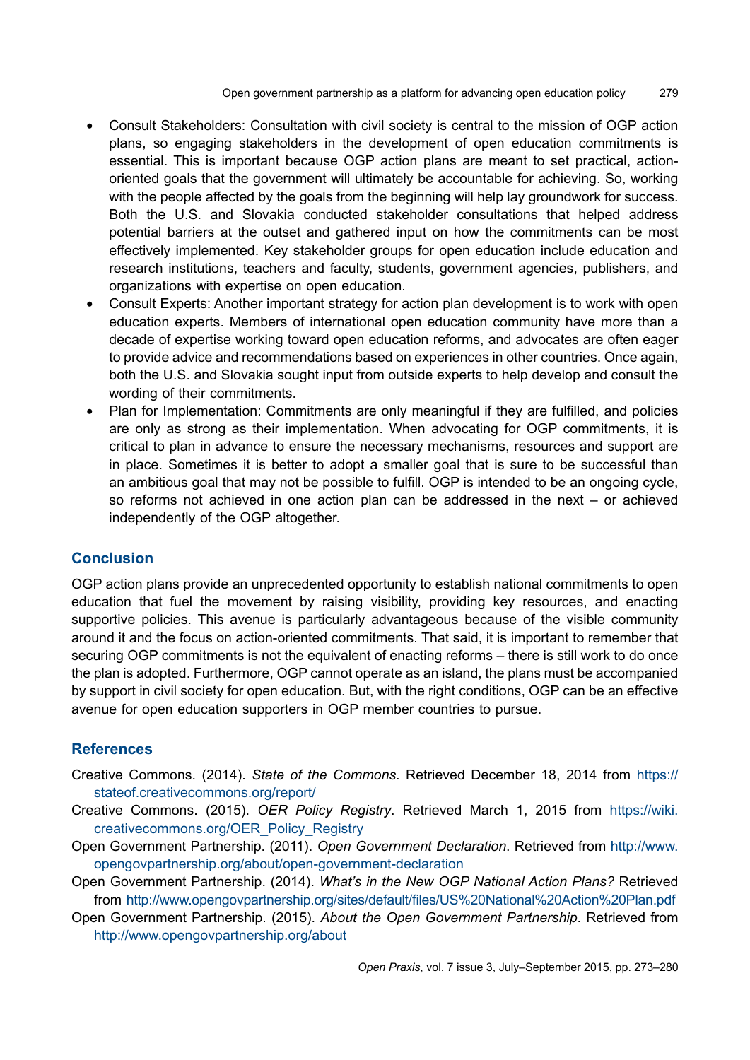- Consult Stakeholders: Consultation with civil society is central to the mission of OGP action plans, so engaging stakeholders in the development of open education commitments is essential. This is important because OGP action plans are meant to set practical, action-oriented goals that the government will ultimately be accountable for achieving. So, working with the people affected by the goals from the beginning will help lay groundwork for success. Both the U.S. and Slovakia conducted stakeholder consultations that helped address potential barriers at the outset and gathered input on how the commitments can be most effectively implemented. Key stakeholder groups for open education include education and research institutions, teachers and faculty, students, government agencies, publishers, and organizations with expertise on open education.
- Consult Experts: Another important strategy for action plan development is to work with open education experts. Members of international open education community have more than a decade of expertise working toward open education reforms, and advocates are often eager to provide advice and recommendations based on experiences in other countries. Once again, both the U.S. and Slovakia sought input from outside experts to help develop and consult the wording of their commitments.
- Plan for Implementation: Commitments are only meaningful if they are fulfilled, and policies are only as strong as their implementation. When advocating for OGP commitments, it is critical to plan in advance to ensure the necessary mechanisms, resources and support are in place. Sometimes it is better to adopt a smaller goal that is sure to be successful than an ambitious goal that may not be possible to fulfill. OGP is intended to be an ongoing cycle, so reforms not achieved in one action plan can be addressed in the next – or achieved independently of the OGP altogether.

## Conclusion

OGP action plans provide an unprecedented opportunity to establish national commitments to open education that fuel the movement by raising visibility, providing key resources, and enacting supportive policies. This avenue is particularly advantageous because of the visible community around it and the focus on action-oriented commitments. That said, it is important to remember that securing OGP commitments is not the equivalent of enacting reforms – there is still work to do once the plan is adopted. Furthermore, OGP cannot operate as an island, the plans must be accompanied by support in civil society for open education. But, with the right conditions, OGP can be an effective avenue for open education supporters in OGP member countries to pursue.

## References

Creative Commons. (2014). *State of the Commons*. Retrieved December 18, 2014 from https://stateof.creativecommons.org/report/

Creative Commons. (2015). *OER Policy Registry*. Retrieved March 1, 2015 from https://wiki.creativecommons.org/OER_Policy_Registry

Open Government Partnership. (2011). *Open Government Declaration*. Retrieved from http://www.opengovpartnership.org/about/open-government-declaration

Open Government Partnership. (2014). *What's in the New OGP National Action Plans?* Retrieved from http://www.opengovpartnership.org/sites/default/files/US%20National%20Action%20Plan.pdf

Open Government Partnership. (2015). *About the Open Government Partnership*. Retrieved from http://www.opengovpartnership.org/about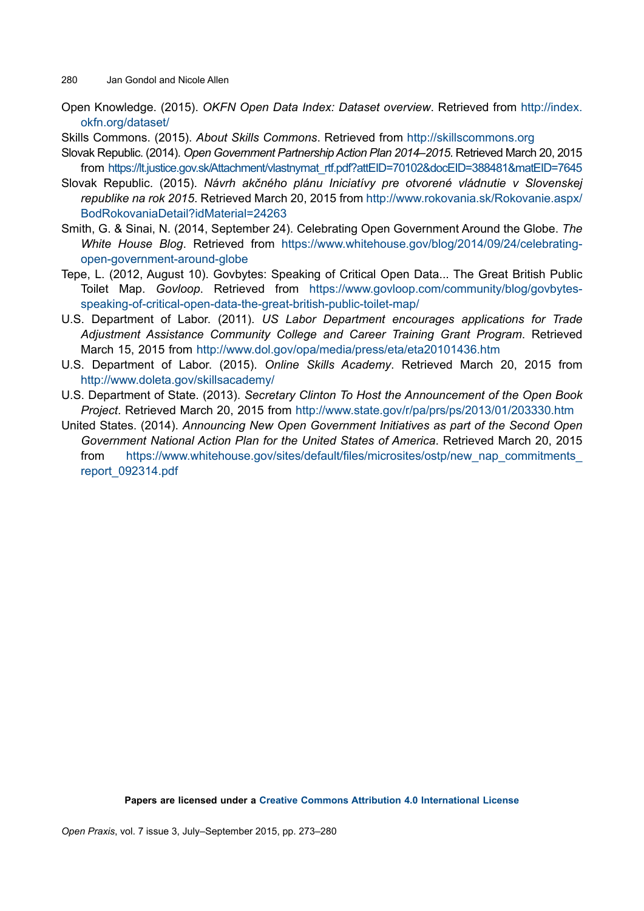Open Knowledge. (2015). *OKFN Open Data Index: Dataset overview*. Retrieved from http://index.okfn.org/dataset/

Skills Commons. (2015). *About Skills Commons*. Retrieved from http://skillscommons.org

Slovak Republic. (2014). *Open Government Partnership Action Plan 2014–2015*. Retrieved March 20, 2015 from https://lt.justice.gov.sk/Attachment/vlastnymat_rtf.pdf?attEID=70102&docEID=388481&matEID=7645

Slovak Republic. (2015). *Návrh akčného plánu Iniciatívy pre otvorené vládnutie v Slovenskej republike na rok 2015*. Retrieved March 20, 2015 from http://www.rokovania.sk/Rokovanie.aspx/BodRokovaniaDetail?idMaterial=24263

Smith, G. & Sinai, N. (2014, September 24). Celebrating Open Government Around the Globe. *The White House Blog*. Retrieved from https://www.whitehouse.gov/blog/2014/09/24/celebrating-open-government-around-globe

Tepe, L. (2012, August 10). Govbytes: Speaking of Critical Open Data... The Great British Public Toilet Map. *Govloop*. Retrieved from https://www.govloop.com/community/blog/govbytes-speaking-of-critical-open-data-the-great-british-public-toilet-map/

U.S. Department of Labor. (2011). *US Labor Department encourages applications for Trade Adjustment Assistance Community College and Career Training Grant Program*. Retrieved March 15, 2015 from http://www.dol.gov/opa/media/press/eta/eta20101436.htm

U.S. Department of Labor. (2015). *Online Skills Academy*. Retrieved March 20, 2015 from http://www.doleta.gov/skillsacademy/

U.S. Department of State. (2013). *Secretary Clinton To Host the Announcement of the Open Book Project*. Retrieved March 20, 2015 from http://www.state.gov/r/pa/prs/ps/2013/01/203330.htm

United States. (2014). *Announcing New Open Government Initiatives as part of the Second Open Government National Action Plan for the United States of America*. Retrieved March 20, 2015 from https://www.whitehouse.gov/sites/default/files/microsites/ostp/new_nap_commitments_report_092314.pdf

**Papers are licensed under a Creative Commons Attribution 4.0 International License**